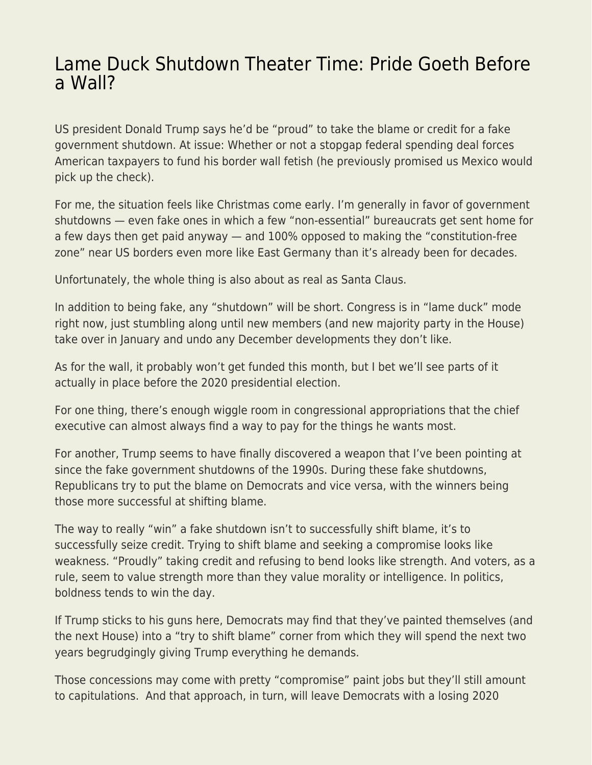# Lame Duck Shutdown Theater Time: Pride Goeth Before a Wall?

US president Donald Trump says he'd be "proud" to take the blame or credit for a fake government shutdown. At issue: Whether or not a stopgap federal spending deal forces American taxpayers to fund his border wall fetish (he previously promised us Mexico would pick up the check).

For me, the situation feels like Christmas come early. I'm generally in favor of government shutdowns — even fake ones in which a few "non-essential" bureaucrats get sent home for a few days then get paid anyway — and 100% opposed to making the "constitution-free zone" near US borders even more like East Germany than it's already been for decades.

Unfortunately, the whole thing is also about as real as Santa Claus.

In addition to being fake, any "shutdown" will be short. Congress is in "lame duck" mode right now, just stumbling along until new members (and new majority party in the House) take over in January and undo any December developments they don't like.

As for the wall, it probably won't get funded this month, but I bet we'll see parts of it actually in place before the 2020 presidential election.

For one thing, there's enough wiggle room in congressional appropriations that the chief executive can almost always find a way to pay for the things he wants most.

For another, Trump seems to have finally discovered a weapon that I've been pointing at since the fake government shutdowns of the 1990s. During these fake shutdowns, Republicans try to put the blame on Democrats and vice versa, with the winners being those more successful at shifting blame.

The way to really "win" a fake shutdown isn't to successfully shift blame, it's to successfully seize credit. Trying to shift blame and seeking a compromise looks like weakness. "Proudly" taking credit and refusing to bend looks like strength. And voters, as a rule, seem to value strength more than they value morality or intelligence. In politics, boldness tends to win the day.

If Trump sticks to his guns here, Democrats may find that they've painted themselves (and the next House) into a "try to shift blame" corner from which they will spend the next two years begrudgingly giving Trump everything he demands.

Those concessions may come with pretty "compromise" paint jobs but they'll still amount to capitulations. And that approach, in turn, will leave Democrats with a losing 2020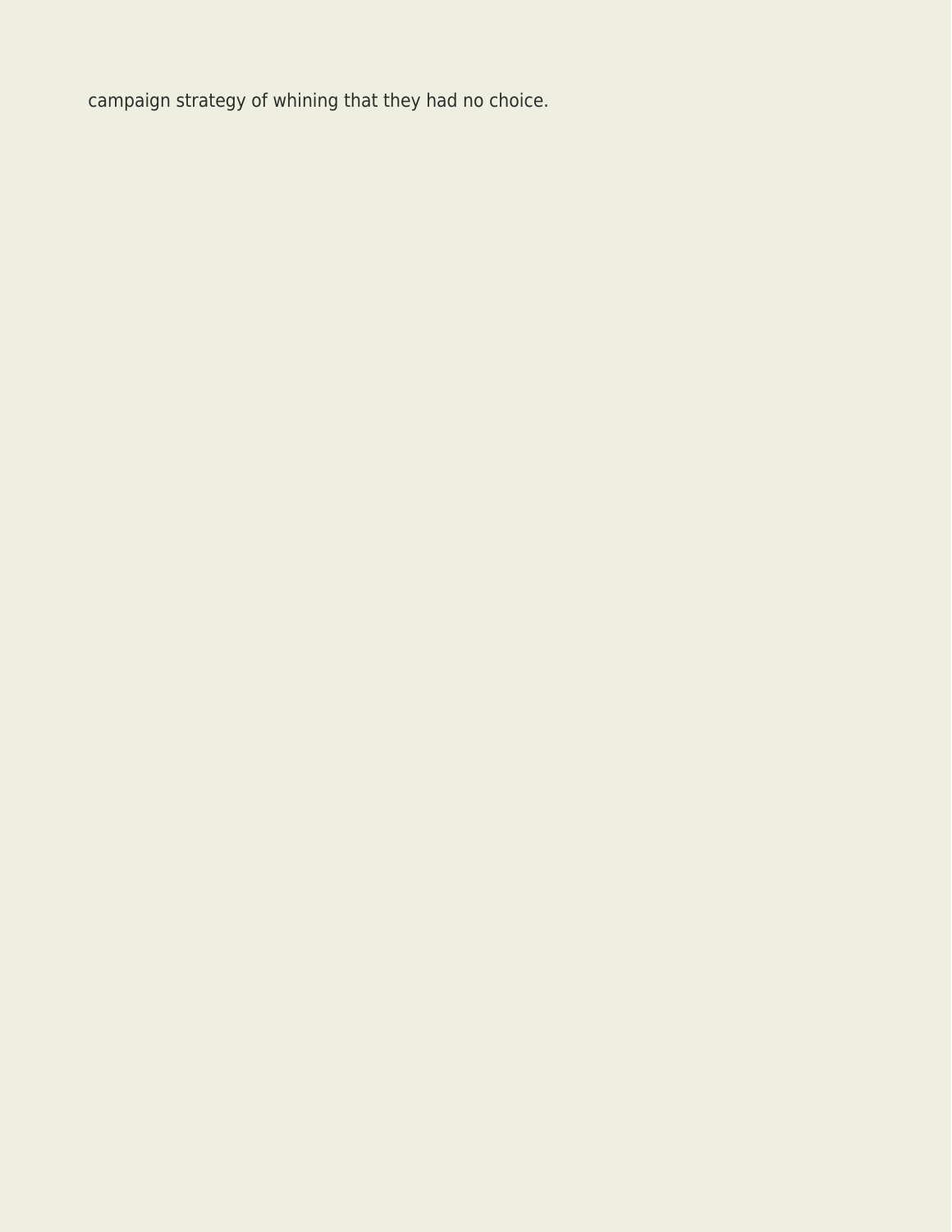campaign strategy of whining that they had no choice.